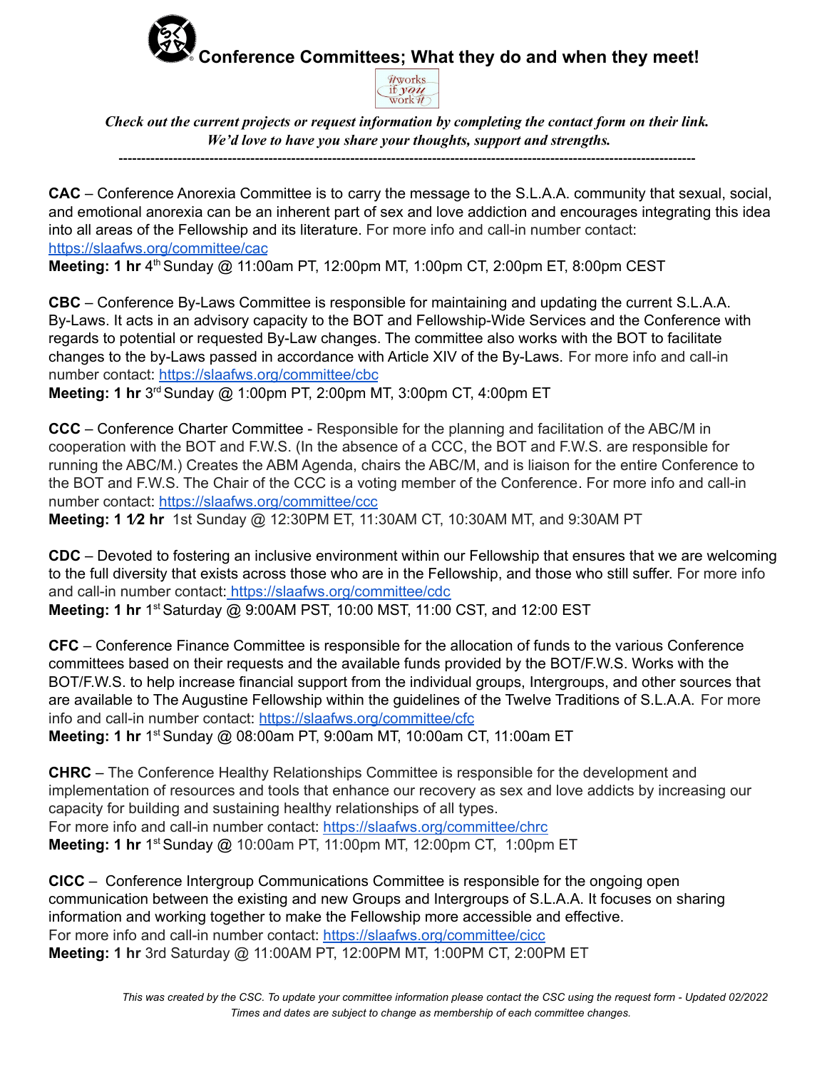# Conference Committees; What they do and when they meet!

*it works if you work it*

***Check out the current projects or request information by completing the contact form on their link. We'd love to have you share your thoughts, support and strengths.***

---

**CAC** – Conference Anorexia Committee is to carry the message to the S.L.A.A. community that sexual, social, and emotional anorexia can be an inherent part of sex and love addiction and encourages integrating this idea into all areas of the Fellowship and its literature. For more info and call-in number contact: https://slaafws.org/committee/cac

**Meeting: 1 hr** 4th Sunday @ 11:00am PT, 12:00pm MT, 1:00pm CT, 2:00pm ET, 8:00pm CEST

**CBC** – Conference By-Laws Committee is responsible for maintaining and updating the current S.L.A.A. By-Laws. It acts in an advisory capacity to the BOT and Fellowship-Wide Services and the Conference with regards to potential or requested By-Law changes. The committee also works with the BOT to facilitate changes to the by-Laws passed in accordance with Article XIV of the By-Laws. For more info and call-in number contact: https://slaafws.org/committee/cbc

**Meeting: 1 hr** 3rd Sunday @ 1:00pm PT, 2:00pm MT, 3:00pm CT, 4:00pm ET

**CCC** – Conference Charter Committee - Responsible for the planning and facilitation of the ABC/M in cooperation with the BOT and F.W.S. (In the absence of a CCC, the BOT and F.W.S. are responsible for running the ABC/M.) Creates the ABM Agenda, chairs the ABC/M, and is liaison for the entire Conference to the BOT and F.W.S. The Chair of the CCC is a voting member of the Conference. For more info and call-in number contact: https://slaafws.org/committee/ccc

**Meeting: 1 1⁄2 hr** 1st Sunday @ 12:30PM ET, 11:30AM CT, 10:30AM MT, and 9:30AM PT

**CDC** – Devoted to fostering an inclusive environment within our Fellowship that ensures that we are welcoming to the full diversity that exists across those who are in the Fellowship, and those who still suffer. For more info and call-in number contact: https://slaafws.org/committee/cdc

**Meeting: 1 hr** 1st Saturday @ 9:00AM PST, 10:00 MST, 11:00 CST, and 12:00 EST

**CFC** – Conference Finance Committee is responsible for the allocation of funds to the various Conference committees based on their requests and the available funds provided by the BOT/F.W.S. Works with the BOT/F.W.S. to help increase financial support from the individual groups, Intergroups, and other sources that are available to The Augustine Fellowship within the guidelines of the Twelve Traditions of S.L.A.A. For more info and call-in number contact: https://slaafws.org/committee/cfc

**Meeting: 1 hr** 1st Sunday @ 08:00am PT, 9:00am MT, 10:00am CT, 11:00am ET

**CHRC** – The Conference Healthy Relationships Committee is responsible for the development and implementation of resources and tools that enhance our recovery as sex and love addicts by increasing our capacity for building and sustaining healthy relationships of all types.
For more info and call-in number contact: https://slaafws.org/committee/chrc

**Meeting: 1 hr** 1st Sunday @ 10:00am PT, 11:00pm MT, 12:00pm CT, 1:00pm ET

**CICC** – Conference Intergroup Communications Committee is responsible for the ongoing open communication between the existing and new Groups and Intergroups of S.L.A.A. It focuses on sharing information and working together to make the Fellowship more accessible and effective.
For more info and call-in number contact: https://slaafws.org/committee/cicc

**Meeting: 1 hr** 3rd Saturday @ 11:00AM PT, 12:00PM MT, 1:00PM CT, 2:00PM ET

*This was created by the CSC. To update your committee information please contact the CSC using the request form - Updated 02/2022*
*Times and dates are subject to change as membership of each committee changes.*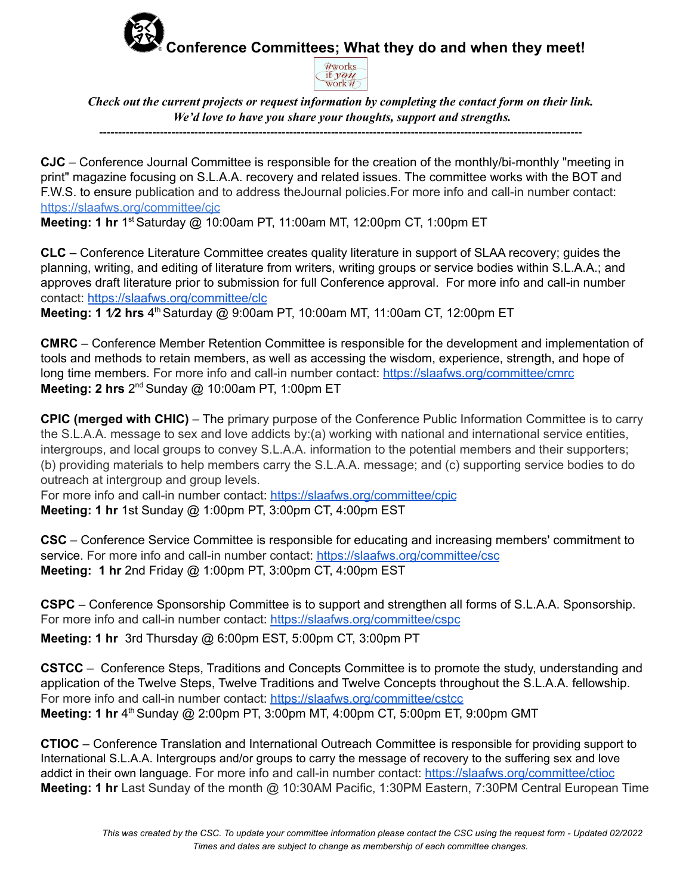# Conference Committees; What they do and when they meet!

*Check out the current projects or request information by completing the contact form on their link.*
*We'd love to have you share your thoughts, support and strengths.*

---

**CJC** – Conference Journal Committee is responsible for the creation of the monthly/bi-monthly "meeting in print" magazine focusing on S.L.A.A. recovery and related issues. The committee works with the BOT and F.W.S. to ensure publication and to address theJournal policies.For more info and call-in number contact: https://slaafws.org/committee/cjc
**Meeting: 1 hr** 1st Saturday @ 10:00am PT, 11:00am MT, 12:00pm CT, 1:00pm ET

**CLC** – Conference Literature Committee creates quality literature in support of SLAA recovery; guides the planning, writing, and editing of literature from writers, writing groups or service bodies within S.L.A.A.; and approves draft literature prior to submission for full Conference approval. For more info and call-in number contact: https://slaafws.org/committee/clc
**Meeting: 1 1⁄2 hrs** 4th Saturday @ 9:00am PT, 10:00am MT, 11:00am CT, 12:00pm ET

**CMRC** – Conference Member Retention Committee is responsible for the development and implementation of tools and methods to retain members, as well as accessing the wisdom, experience, strength, and hope of long time members. For more info and call-in number contact: https://slaafws.org/committee/cmrc
**Meeting: 2 hrs** 2nd Sunday @ 10:00am PT, 1:00pm ET

**CPIC (merged with CHIC)** – The primary purpose of the Conference Public Information Committee is to carry the S.L.A.A. message to sex and love addicts by:(a) working with national and international service entities, intergroups, and local groups to convey S.L.A.A. information to the potential members and their supporters; (b) providing materials to help members carry the S.L.A.A. message; and (c) supporting service bodies to do outreach at intergroup and group levels.
For more info and call-in number contact: https://slaafws.org/committee/cpic
**Meeting: 1 hr** 1st Sunday @ 1:00pm PT, 3:00pm CT, 4:00pm EST

**CSC** – Conference Service Committee is responsible for educating and increasing members' commitment to service. For more info and call-in number contact: https://slaafws.org/committee/csc
**Meeting: 1 hr** 2nd Friday @ 1:00pm PT, 3:00pm CT, 4:00pm EST

**CSPC** – Conference Sponsorship Committee is to support and strengthen all forms of S.L.A.A. Sponsorship. For more info and call-in number contact: https://slaafws.org/committee/cspc
**Meeting: 1 hr** 3rd Thursday @ 6:00pm EST, 5:00pm CT, 3:00pm PT

**CSTCC** – Conference Steps, Traditions and Concepts Committee is to promote the study, understanding and application of the Twelve Steps, Twelve Traditions and Twelve Concepts throughout the S.L.A.A. fellowship. For more info and call-in number contact: https://slaafws.org/committee/cstcc
**Meeting: 1 hr** 4th Sunday @ 2:00pm PT, 3:00pm MT, 4:00pm CT, 5:00pm ET, 9:00pm GMT

**CTIOC** – Conference Translation and International Outreach Committee is responsible for providing support to International S.L.A.A. Intergroups and/or groups to carry the message of recovery to the suffering sex and love addict in their own language. For more info and call-in number contact: https://slaafws.org/committee/ctioc
**Meeting: 1 hr** Last Sunday of the month @ 10:30AM Pacific, 1:30PM Eastern, 7:30PM Central European Time

*This was created by the CSC. To update your committee information please contact the CSC using the request form - Updated 02/2022*
*Times and dates are subject to change as membership of each committee changes.*